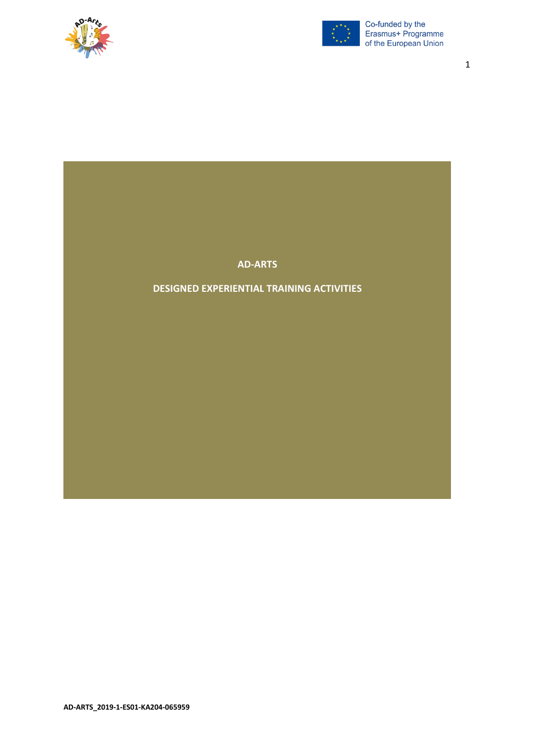# AD-ARTS

## DESIGNED EXPERIENTIAL TRAINING ACTIVITIES

**AD-ARTS_2019-1-ES01-KA204-065959**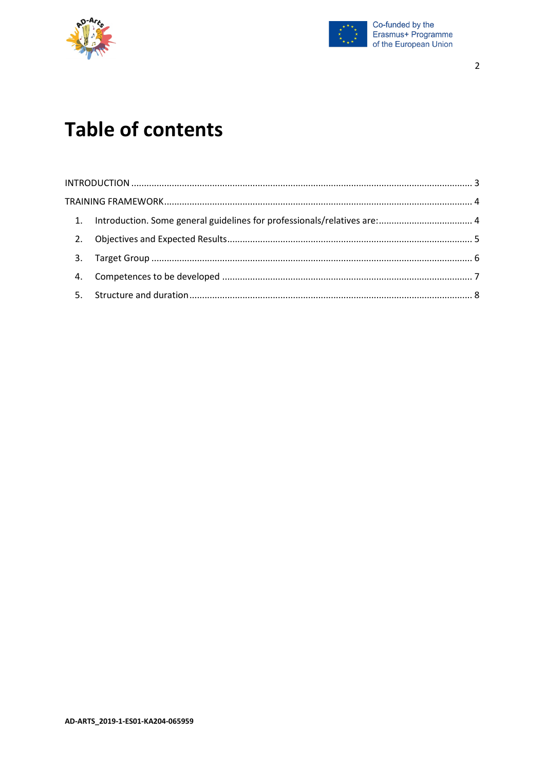# Table of contents

INTRODUCTION ..................................................................................................................................... 3

TRAINING FRAMEWORK....................................................................................................................... 4

1. Introduction. Some general guidelines for professionals/relatives are:.................................... 4
2. Objectives and Expected Results................................................................................................ 5
3. Target Group ............................................................................................................................ 6
4. Competences to be developed .................................................................................................. 7
5. Structure and duration.............................................................................................................. 8

AD-ARTS_2019-1-ES01-KA204-065959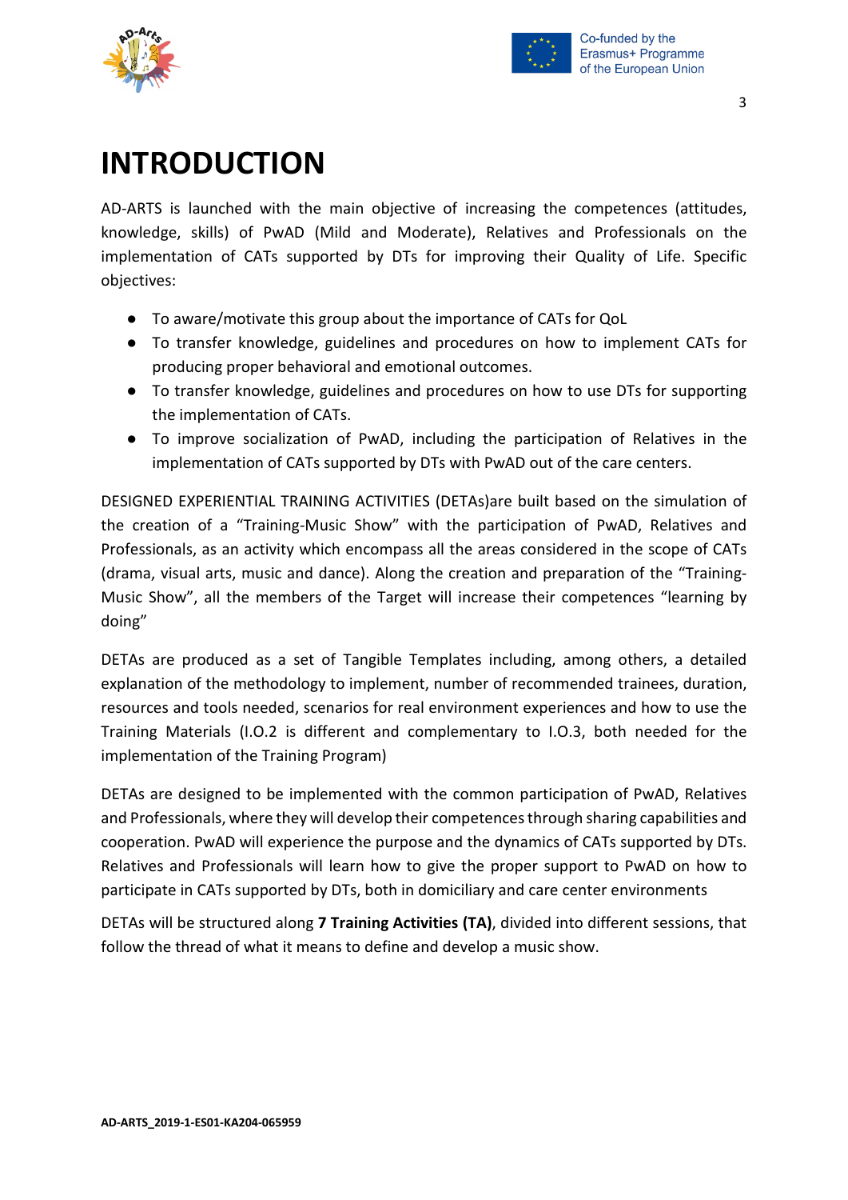# INTRODUCTION

AD-ARTS is launched with the main objective of increasing the competences (attitudes, knowledge, skills) of PwAD (Mild and Moderate), Relatives and Professionals on the implementation of CATs supported by DTs for improving their Quality of Life. Specific objectives:

- To aware/motivate this group about the importance of CATs for QoL
- To transfer knowledge, guidelines and procedures on how to implement CATs for producing proper behavioral and emotional outcomes.
- To transfer knowledge, guidelines and procedures on how to use DTs for supporting the implementation of CATs.
- To improve socialization of PwAD, including the participation of Relatives in the implementation of CATs supported by DTs with PwAD out of the care centers.

DESIGNED EXPERIENTIAL TRAINING ACTIVITIES (DETAs)are built based on the simulation of the creation of a "Training-Music Show" with the participation of PwAD, Relatives and Professionals, as an activity which encompass all the areas considered in the scope of CATs (drama, visual arts, music and dance). Along the creation and preparation of the "Training-Music Show", all the members of the Target will increase their competences "learning by doing"

DETAs are produced as a set of Tangible Templates including, among others, a detailed explanation of the methodology to implement, number of recommended trainees, duration, resources and tools needed, scenarios for real environment experiences and how to use the Training Materials (I.O.2 is different and complementary to I.O.3, both needed for the implementation of the Training Program)

DETAs are designed to be implemented with the common participation of PwAD, Relatives and Professionals, where they will develop their competences through sharing capabilities and cooperation. PwAD will experience the purpose and the dynamics of CATs supported by DTs. Relatives and Professionals will learn how to give the proper support to PwAD on how to participate in CATs supported by DTs, both in domiciliary and care center environments

DETAs will be structured along **7 Training Activities (TA)**, divided into different sessions, that follow the thread of what it means to define and develop a music show.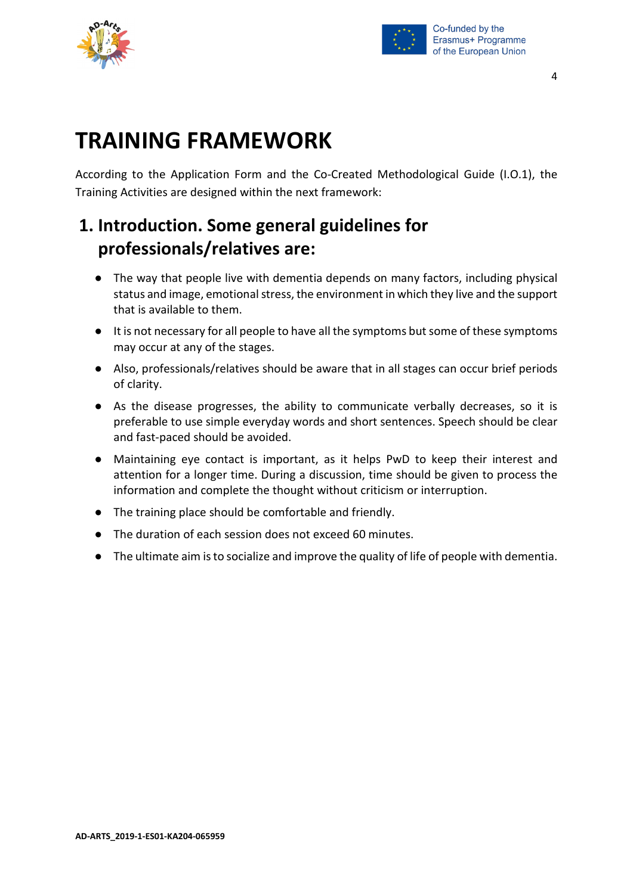# TRAINING FRAMEWORK

According to the Application Form and the Co-Created Methodological Guide (I.O.1), the Training Activities are designed within the next framework:

## 1. Introduction. Some general guidelines for professionals/relatives are:

- The way that people live with dementia depends on many factors, including physical status and image, emotional stress, the environment in which they live and the support that is available to them.
- It is not necessary for all people to have all the symptoms but some of these symptoms may occur at any of the stages.
- Also, professionals/relatives should be aware that in all stages can occur brief periods of clarity.
- As the disease progresses, the ability to communicate verbally decreases, so it is preferable to use simple everyday words and short sentences. Speech should be clear and fast-paced should be avoided.
- Maintaining eye contact is important, as it helps PwD to keep their interest and attention for a longer time. During a discussion, time should be given to process the information and complete the thought without criticism or interruption.
- The training place should be comfortable and friendly.
- The duration of each session does not exceed 60 minutes.
- The ultimate aim is to socialize and improve the quality of life of people with dementia.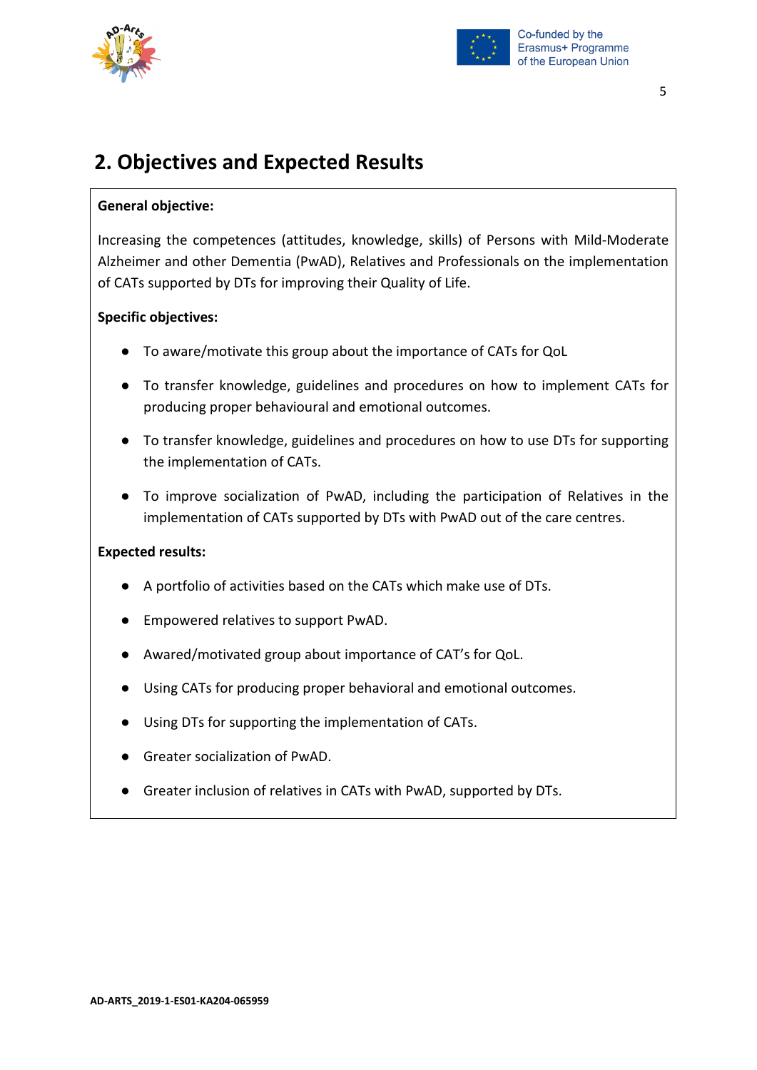## 2. Objectives and Expected Results

**General objective:**

Increasing the competences (attitudes, knowledge, skills) of Persons with Mild-Moderate Alzheimer and other Dementia (PwAD), Relatives and Professionals on the implementation of CATs supported by DTs for improving their Quality of Life.

**Specific objectives:**

- To aware/motivate this group about the importance of CATs for QoL
- To transfer knowledge, guidelines and procedures on how to implement CATs for producing proper behavioural and emotional outcomes.
- To transfer knowledge, guidelines and procedures on how to use DTs for supporting the implementation of CATs.
- To improve socialization of PwAD, including the participation of Relatives in the implementation of CATs supported by DTs with PwAD out of the care centres.

**Expected results:**

- A portfolio of activities based on the CATs which make use of DTs.
- Empowered relatives to support PwAD.
- Awared/motivated group about importance of CAT's for QoL.
- Using CATs for producing proper behavioral and emotional outcomes.
- Using DTs for supporting the implementation of CATs.
- Greater socialization of PwAD.
- Greater inclusion of relatives in CATs with PwAD, supported by DTs.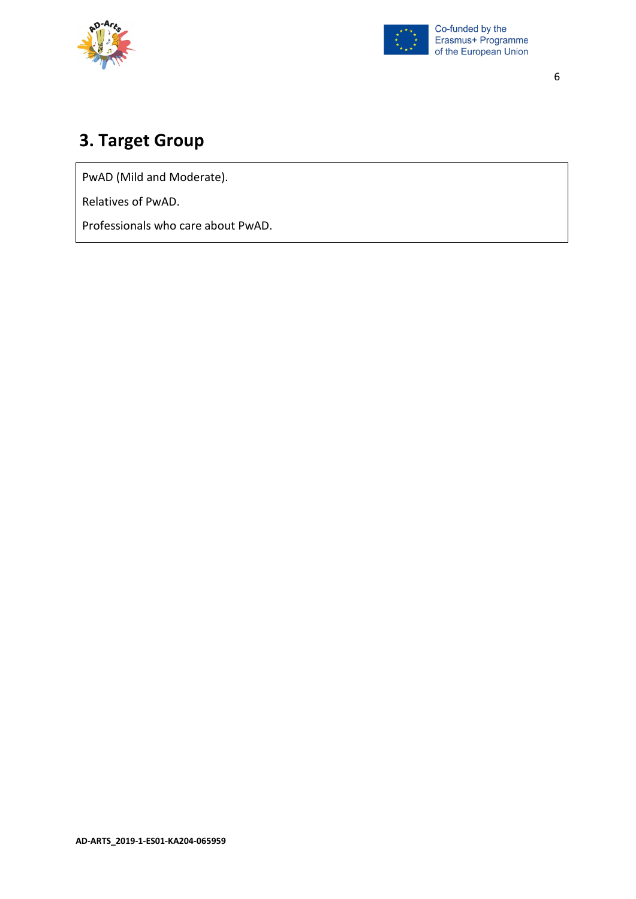# 3. Target Group

PwAD (Mild and Moderate).

Relatives of PwAD.

Professionals who care about PwAD.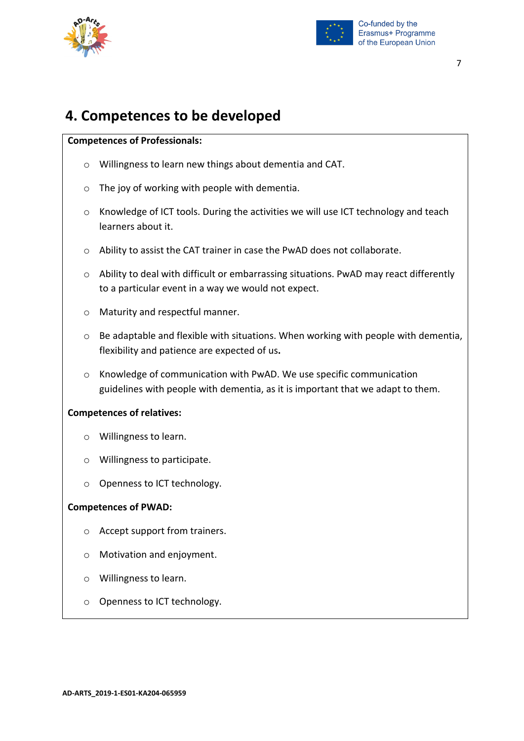## 4. Competences to be developed

**Competences of Professionals:**

- Willingness to learn new things about dementia and CAT.
- The joy of working with people with dementia.
- Knowledge of ICT tools. During the activities we will use ICT technology and teach learners about it.
- Ability to assist the CAT trainer in case the PwAD does not collaborate.
- Ability to deal with difficult or embarrassing situations. PwAD may react differently to a particular event in a way we would not expect.
- Maturity and respectful manner.
- Be adaptable and flexible with situations. When working with people with dementia, flexibility and patience are expected of us**.**
- Knowledge of communication with PwAD. We use specific communication guidelines with people with dementia, as it is important that we adapt to them.

**Competences of relatives:**

- Willingness to learn.
- Willingness to participate.
- Openness to ICT technology.

**Competences of PWAD:**

- Accept support from trainers.
- Motivation and enjoyment.
- Willingness to learn.
- Openness to ICT technology.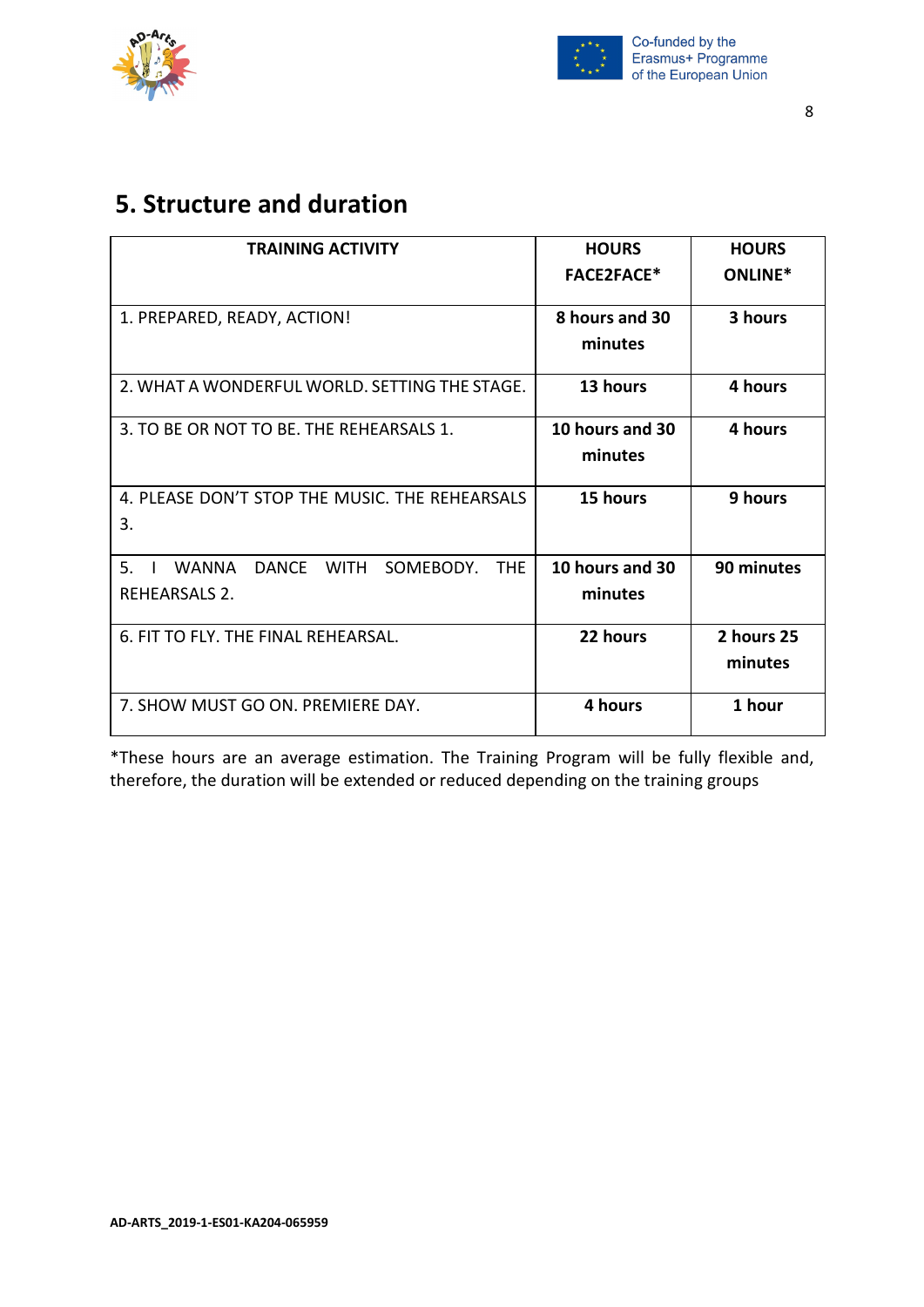## 5. Structure and duration

| TRAINING ACTIVITY | HOURS FACE2FACE* | HOURS ONLINE* |
|---|---|---|
| 1. PREPARED, READY, ACTION! | **8 hours and 30 minutes** | **3 hours** |
| 2. WHAT A WONDERFUL WORLD. SETTING THE STAGE. | **13 hours** | **4 hours** |
| 3. TO BE OR NOT TO BE. THE REHEARSALS 1. | **10 hours and 30 minutes** | **4 hours** |
| 4. PLEASE DON'T STOP THE MUSIC. THE REHEARSALS 3. | **15 hours** | **9 hours** |
| 5. I WANNA DANCE WITH SOMEBODY. THE REHEARSALS 2. | **10 hours and 30 minutes** | **90 minutes** |
| 6. FIT TO FLY. THE FINAL REHEARSAL. | **22 hours** | **2 hours 25 minutes** |
| 7. SHOW MUST GO ON. PREMIERE DAY. | **4 hours** | **1 hour** |

*These hours are an average estimation. The Training Program will be fully flexible and, therefore, the duration will be extended or reduced depending on the training groups